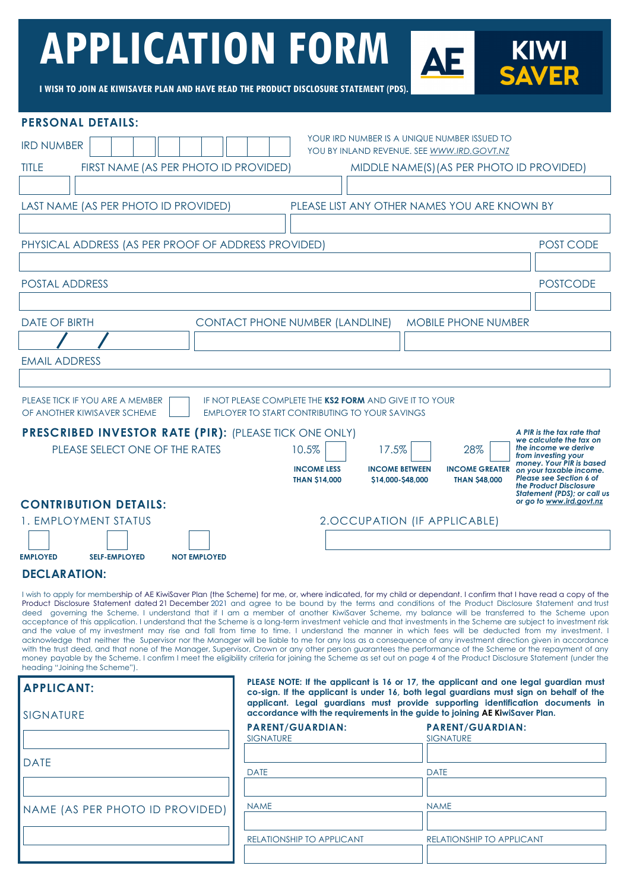# APPLICATION FORM

**I WISH TO JOIN AE KIWISAVER PLAN AND HAVE READ THE PRODUCT DISCLOSURE STATEMENT (PDS).**

AE KIWI SAVER

## PERSONAL DETAILS:

IRD NUMBER

YOUR IRD NUMBER IS A UNIQUE NUMBER ISSUED TO YOU BY INLAND REVENUE. SEE *WWW.IRD.GOVT.NZ*

TITLE

FIRST NAME (AS PER PHOTO ID PROVIDED)

MIDDLE NAME(S) (AS PER PHOTO ID PROVIDED)

LAST NAME (AS PER PHOTO ID PROVIDED)

PLEASE LIST ANY OTHER NAMES YOU ARE KNOWN BY

PHYSICAL ADDRESS (AS PER PROOF OF ADDRESS PROVIDED)

POST CODE

POSTAL ADDRESS

POSTCODE

DATE OF BIRTH

/ /

CONTACT PHONE NUMBER (LANDLINE)

MOBILE PHONE NUMBER

EMAIL ADDRESS

PLEASE TICK IF YOU ARE A MEMBER OF ANOTHER KIWISAVER SCHEME

IF NOT PLEASE COMPLETE THE **KS2 FORM** AND GIVE IT TO YOUR EMPLOYER TO START CONTRIBUTING TO YOUR SAVINGS

## PRESCRIBED INVESTOR RATE (PIR): (PLEASE TICK ONE ONLY)

PLEASE SELECT ONE OF THE RATES

| 10.5% | 17.5% | 28% |
|---|---|---|
| **INCOME LESS THAN $14,000** | **INCOME BETWEEN $14,000-$48,000** | **INCOME GREATER THAN $48,000** |

***A PIR is the tax rate that we calculate the tax on the income we derive from investing your money. Your PIR is based on your taxable income. Please see Section 6 of the Product Disclosure Statement (PDS); or call us or go to www.ird.govt.nz***

## CONTRIBUTION DETAILS:

1. EMPLOYMENT STATUS

**EMPLOYED** **SELF-EMPLOYED** **NOT EMPLOYED**

2. OCCUPATION (IF APPLICABLE)

## DECLARATION:

I wish to apply for membership of AE KiwiSaver Plan (the Scheme) for me, or, where indicated, for my child or dependant. I confirm that I have read a copy of the Product Disclosure Statement dated 21 December 2021 and agree to be bound by the terms and conditions of the Product Disclosure Statement and trust deed governing the Scheme. I understand that if I am a member of another KiwiSaver Scheme, my balance will be transferred to the Scheme upon acceptance of this application. I understand that the Scheme is a long-term investment vehicle and that investments in the Scheme are subject to investment risk and the value of my investment may rise and fall from time to time. I understand the manner in which fees will be deducted from my investment. I acknowledge that neither the Supervisor nor the Manager will be liable to me for any loss as a consequence of any investment direction given in accordance with the trust deed, and that none of the Manager, Supervisor, Crown or any other person guarantees the performance of the Scheme or the repayment of any money payable by the Scheme. I confirm I meet the eligibility criteria for joining the Scheme as set out on page 4 of the Product Disclosure Statement (under the heading "Joining the Scheme").

### APPLICANT:

SIGNATURE

DATE

NAME (AS PER PHOTO ID PROVIDED)

**PLEASE NOTE: If the applicant is 16 or 17, the applicant and one legal guardian must co-sign. If the applicant is under 16, both legal guardians must sign on behalf of the applicant. Legal guardians must provide supporting identification documents in accordance with the requirements in the guide to joining AE KiwiSaver Plan.**

| **PARENT/GUARDIAN:** | **PARENT/GUARDIAN:** |
|---|---|
| SIGNATURE | SIGNATURE |
| DATE | DATE |
| NAME | NAME |
| RELATIONSHIP TO APPLICANT | RELATIONSHIP TO APPLICANT |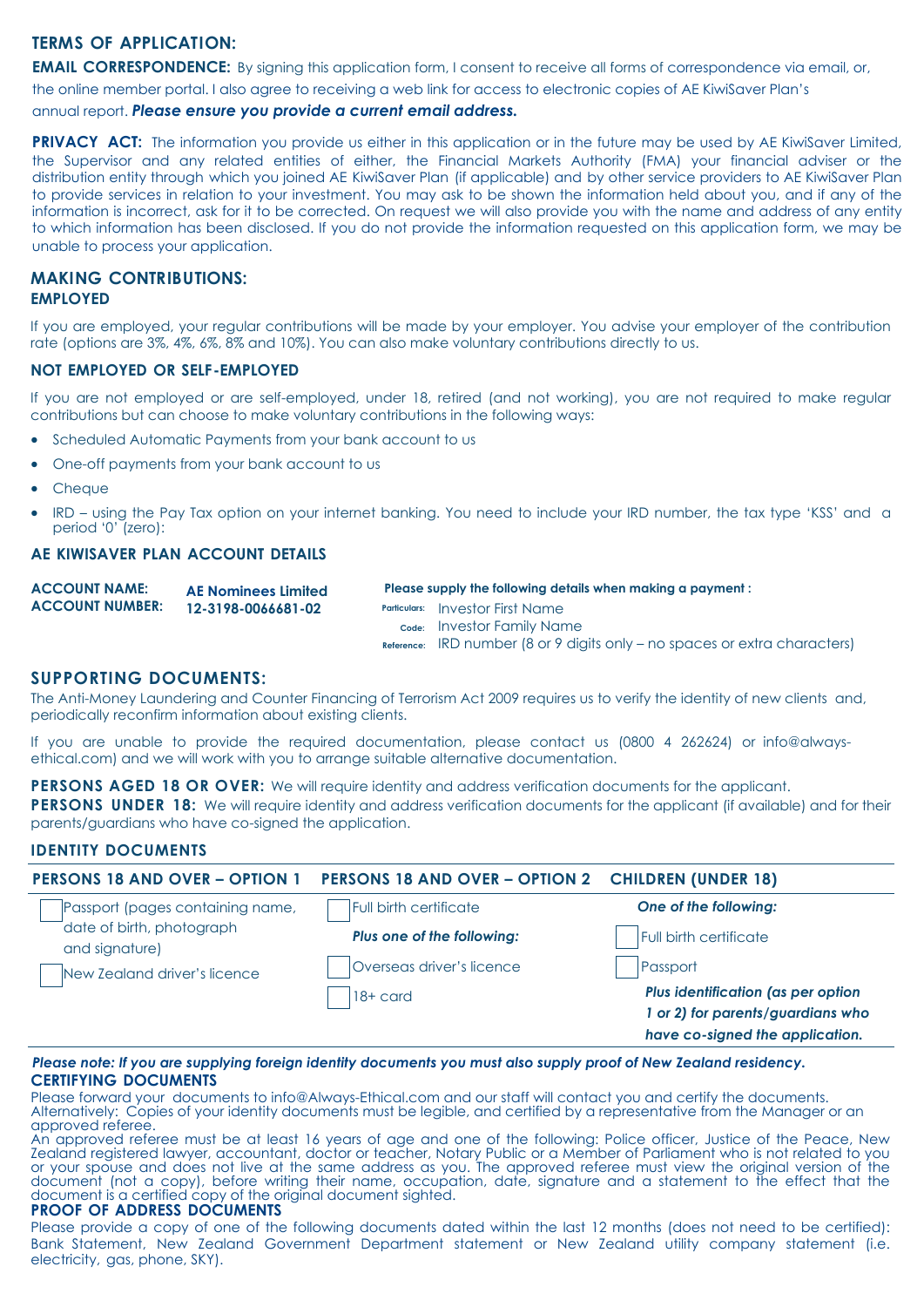## TERMS OF APPLICATION:

**EMAIL CORRESPONDENCE:** By signing this application form, I consent to receive all forms of correspondence via email, or, the online member portal. I also agree to receiving a web link for access to electronic copies of AE KiwiSaver Plan's annual report. ***Please ensure you provide a current email address.***

**PRIVACY ACT:** The information you provide us either in this application or in the future may be used by AE KiwiSaver Limited, the Supervisor and any related entities of either, the Financial Markets Authority (FMA) your financial adviser or the distribution entity through which you joined AE KiwiSaver Plan (if applicable) and by other service providers to AE KiwiSaver Plan to provide services in relation to your investment. You may ask to be shown the information held about you, and if any of the information is incorrect, ask for it to be corrected. On request we will also provide you with the name and address of any entity to which information has been disclosed. If you do not provide the information requested on this application form, we may be unable to process your application.

## MAKING CONTRIBUTIONS:

### EMPLOYED

If you are employed, your regular contributions will be made by your employer. You advise your employer of the contribution rate (options are 3%, 4%, 6%, 8% and 10%). You can also make voluntary contributions directly to us.

### NOT EMPLOYED OR SELF-EMPLOYED

If you are not employed or are self-employed, under 18, retired (and not working), you are not required to make regular contributions but can choose to make voluntary contributions in the following ways:

- Scheduled Automatic Payments from your bank account to us
- One-off payments from your bank account to us
- Cheque
- IRD – using the Pay Tax option on your internet banking. You need to include your IRD number, the tax type 'KSS' and a period '0' (zero):

### AE KIWISAVER PLAN ACCOUNT DETAILS

**ACCOUNT NAME:** **AE Nominees Limited**
**ACCOUNT NUMBER:** **12-3198-0066681-02**

**Please supply the following details when making a payment :**

Particulars: Investor First Name
Code: Investor Family Name
Reference: IRD number (8 or 9 digits only – no spaces or extra characters)

## SUPPORTING DOCUMENTS:

The Anti-Money Laundering and Counter Financing of Terrorism Act 2009 requires us to verify the identity of new clients and, periodically reconfirm information about existing clients.

If you are unable to provide the required documentation, please contact us (0800 4 262624) or info@always-ethical.com) and we will work with you to arrange suitable alternative documentation.

**PERSONS AGED 18 OR OVER:** We will require identity and address verification documents for the applicant.
**PERSONS UNDER 18:** We will require identity and address verification documents for the applicant (if available) and for their parents/guardians who have co-signed the application.

### IDENTITY DOCUMENTS

| PERSONS 18 AND OVER – OPTION 1 | PERSONS 18 AND OVER – OPTION 2 | CHILDREN (UNDER 18) |
|---|---|---|
| ☐ Passport (pages containing name, date of birth, photograph and signature) | ☐ Full birth certificate | ***One of the following:*** |
| ☐ New Zealand driver's licence | ***Plus one of the following:*** | ☐ Full birth certificate |
| | ☐ Overseas driver's licence | ☐ Passport |
| | ☐ 18+ card | ***Plus identification (as per option 1 or 2) for parents/guardians who have co-signed the application.*** |

***Please note: If you are supplying foreign identity documents you must also supply proof of New Zealand residency.***

### CERTIFYING DOCUMENTS

Please forward your documents to info@Always-Ethical.com and our staff will contact you and certify the documents.
Alternatively: Copies of your identity documents must be legible, and certified by a representative from the Manager or an approved referee.
An approved referee must be at least 16 years of age and one of the following: Police officer, Justice of the Peace, New Zealand registered lawyer, accountant, doctor or teacher, Notary Public or a Member of Parliament who is not related to you or your spouse and does not live at the same address as you. The approved referee must view the original version of the document (not a copy), before writing their name, occupation, date, signature and a statement to the effect that the document is a certified copy of the original document sighted.

### PROOF OF ADDRESS DOCUMENTS

Please provide a copy of one of the following documents dated within the last 12 months (does not need to be certified): Bank Statement, New Zealand Government Department statement or New Zealand utility company statement (i.e. electricity, gas, phone, SKY).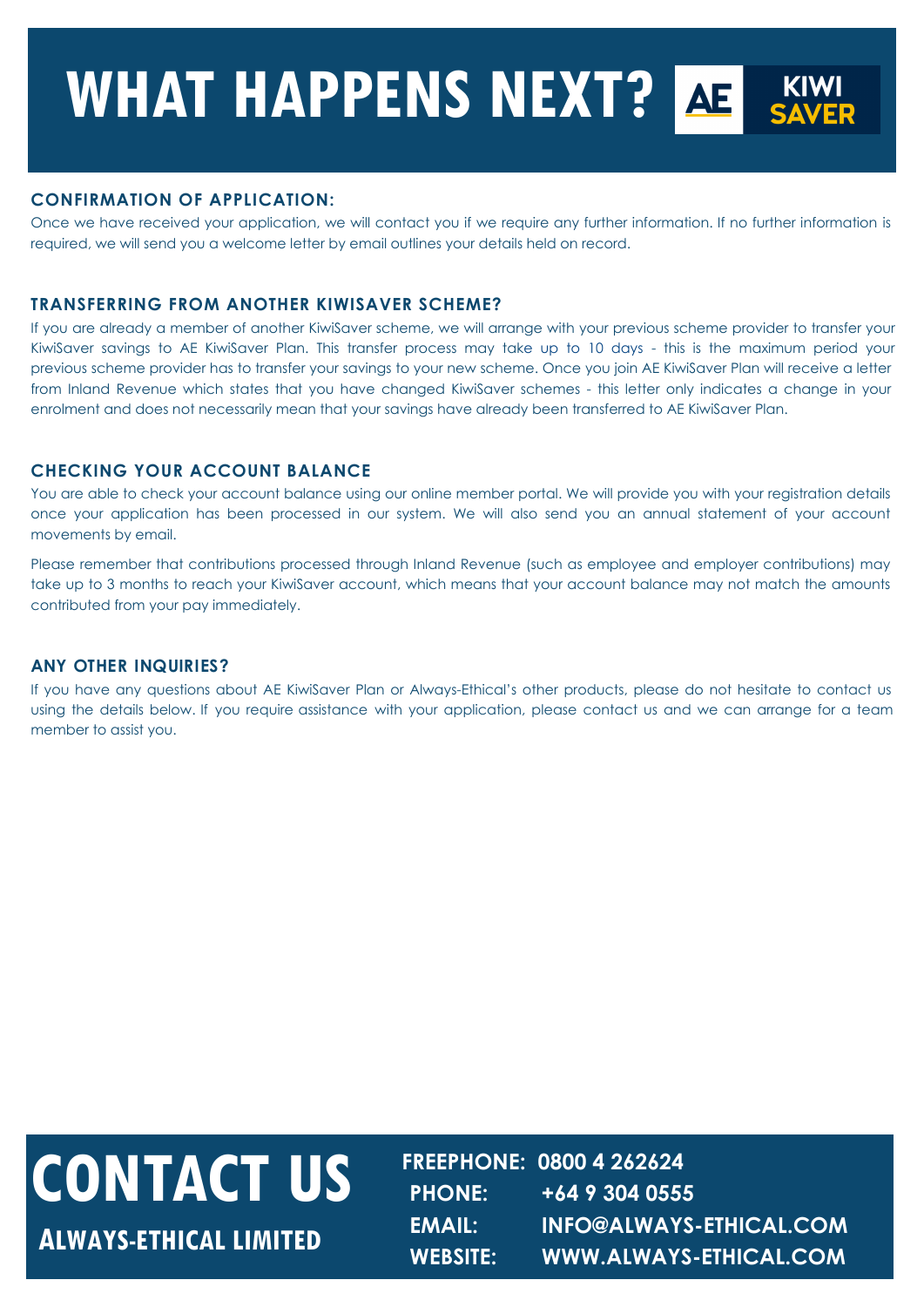# WHAT HAPPENS NEXT?

AE KIWI SAVER

## CONFIRMATION OF APPLICATION:

Once we have received your application, we will contact you if we require any further information. If no further information is required, we will send you a welcome letter by email outlines your details held on record.

## TRANSFERRING FROM ANOTHER KIWISAVER SCHEME?

If you are already a member of another KiwiSaver scheme, we will arrange with your previous scheme provider to transfer your KiwiSaver savings to AE KiwiSaver Plan. This transfer process may take up to 10 days - this is the maximum period your previous scheme provider has to transfer your savings to your new scheme. Once you join AE KiwiSaver Plan will receive a letter from Inland Revenue which states that you have changed KiwiSaver schemes - this letter only indicates a change in your enrolment and does not necessarily mean that your savings have already been transferred to AE KiwiSaver Plan.

## CHECKING YOUR ACCOUNT BALANCE

You are able to check your account balance using our online member portal. We will provide you with your registration details once your application has been processed in our system. We will also send you an annual statement of your account movements by email.

Please remember that contributions processed through Inland Revenue (such as employee and employer contributions) may take up to 3 months to reach your KiwiSaver account, which means that your account balance may not match the amounts contributed from your pay immediately.

## ANY OTHER INQUIRIES?

If you have any questions about AE KiwiSaver Plan or Always-Ethical's other products, please do not hesitate to contact us using the details below. If you require assistance with your application, please contact us and we can arrange for a team member to assist you.

# CONTACT US

**ALWAYS-ETHICAL LIMITED**

**FREEPHONE:** 0800 4 262624
**PHONE:** +64 9 304 0555
**EMAIL:** INFO@ALWAYS-ETHICAL.COM
**WEBSITE:** WWW.ALWAYS-ETHICAL.COM